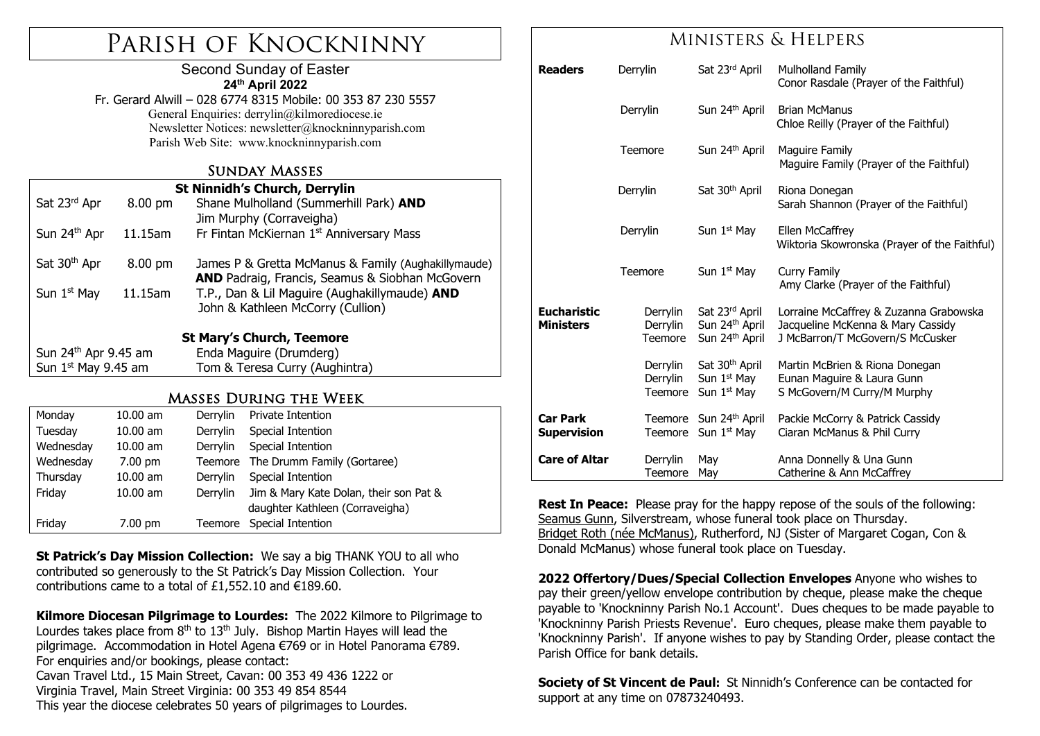# Parish of Knockninny

Second Sunday of Easter
**24th April 2022**
Fr. Gerard Alwill – 028 6774 8315 Mobile: 00 353 87 230 5557
General Enquiries: derrylin@kilmorediocese.ie
Newsletter Notices: newsletter@knockninnyparish.com
Parish Web Site: www.knockninnyparish.com

## Sunday Masses

| St Ninnidh's Church, Derrylin | | |
|---|---|---|
| Sat 23rd Apr | 8.00 pm | Shane Mulholland (Summerhill Park) **AND** Jim Murphy (Corraveigha) |
| Sun 24th Apr | 11.15am | Fr Fintan McKiernan 1st Anniversary Mass |
| Sat 30th Apr | 8.00 pm | James P & Gretta McManus & Family (Aughakillymaude) **AND** Padraig, Francis, Seamus & Siobhan McGovern |
| Sun 1st May | 11.15am | T.P., Dan & Lil Maguire (Aughakillymaude) **AND** John & Kathleen McCorry (Cullion) |

| St Mary's Church, Teemore | |
|---|---|
| Sun 24th Apr 9.45 am | Enda Maguire (Drumderg) |
| Sun 1st May 9.45 am | Tom & Teresa Curry (Aughintra) |

## Masses During the Week

| Day | Time | Church | Intention |
|---|---|---|---|
| Monday | 10.00 am | Derrylin | Private Intention |
| Tuesday | 10.00 am | Derrylin | Special Intention |
| Wednesday | 10.00 am | Derrylin | Special Intention |
| Wednesday | 7.00 pm | Teemore | The Drumm Family (Gortaree) |
| Thursday | 10.00 am | Derrylin | Special Intention |
| Friday | 10.00 am | Derrylin | Jim & Mary Kate Dolan, their son Pat & daughter Kathleen (Corraveigha) |
| Friday | 7.00 pm | Teemore | Special Intention |

**St Patrick's Day Mission Collection:** We say a big THANK YOU to all who contributed so generously to the St Patrick's Day Mission Collection. Your contributions came to a total of £1,552.10 and €189.60.

**Kilmore Diocesan Pilgrimage to Lourdes:** The 2022 Kilmore to Pilgrimage to Lourdes takes place from 8th to 13th July. Bishop Martin Hayes will lead the pilgrimage. Accommodation in Hotel Agena €769 or in Hotel Panorama €789. For enquiries and/or bookings, please contact:
Cavan Travel Ltd., 15 Main Street, Cavan: 00 353 49 436 1222 or
Virginia Travel, Main Street Virginia: 00 353 49 854 8544
This year the diocese celebrates 50 years of pilgrimages to Lourdes.

## Ministers & Helpers

| | Church | Date | Names |
|---|---|---|---|
| **Readers** | Derrylin | Sat 23rd April | Mulholland Family<br>Conor Rasdale (Prayer of the Faithful) |
| | Derrylin | Sun 24th April | Brian McManus<br>Chloe Reilly (Prayer of the Faithful) |
| | Teemore | Sun 24th April | Maguire Family<br>Maguire Family (Prayer of the Faithful) |
| | Derrylin | Sat 30th April | Riona Donegan<br>Sarah Shannon (Prayer of the Faithful) |
| | Derrylin | Sun 1st May | Ellen McCaffrey<br>Wiktoria Skowronska (Prayer of the Faithful) |
| | Teemore | Sun 1st May | Curry Family<br>Amy Clarke (Prayer of the Faithful) |
| **Eucharistic Ministers** | Derrylin | Sat 23rd April | Lorraine McCaffrey & Zuzanna Grabowska |
| | Derrylin | Sun 24th April | Jacqueline McKenna & Mary Cassidy |
| | Teemore | Sun 24th April | J McBarron/T McGovern/S McCusker |
| | Derrylin | Sat 30th April | Martin McBrien & Riona Donegan |
| | Derrylin | Sun 1st May | Eunan Maguire & Laura Gunn |
| | Teemore | Sun 1st May | S McGovern/M Curry/M Murphy |
| **Car Park Supervision** | Teemore | Sun 24th April | Packie McCorry & Patrick Cassidy |
| | Teemore | Sun 1st May | Ciaran McManus & Phil Curry |
| **Care of Altar** | Derrylin | May | Anna Donnelly & Una Gunn |
| | Teemore | May | Catherine & Ann McCaffrey |

**Rest In Peace:** Please pray for the happy repose of the souls of the following:
Seamus Gunn, Silverstream, whose funeral took place on Thursday.
Bridget Roth (née McManus), Rutherford, NJ (Sister of Margaret Cogan, Con & Donald McManus) whose funeral took place on Tuesday.

**2022 Offertory/Dues/Special Collection Envelopes** Anyone who wishes to pay their green/yellow envelope contribution by cheque, please make the cheque payable to 'Knockninny Parish No.1 Account'. Dues cheques to be made payable to 'Knockninny Parish Priests Revenue'. Euro cheques, please make them payable to 'Knockninny Parish'. If anyone wishes to pay by Standing Order, please contact the Parish Office for bank details.

**Society of St Vincent de Paul:** St Ninnidh's Conference can be contacted for support at any time on 07873240493.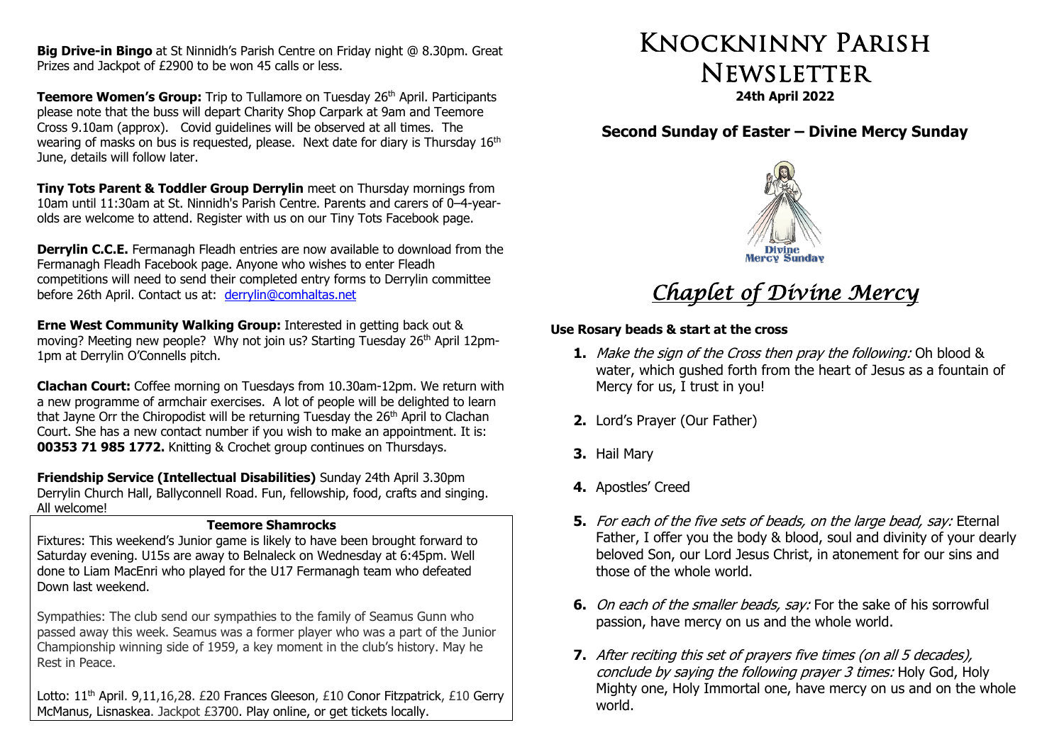**Big Drive-in Bingo** at St Ninnidh's Parish Centre on Friday night @ 8.30pm. Great Prizes and Jackpot of £2900 to be won 45 calls or less.

**Teemore Women's Group:** Trip to Tullamore on Tuesday 26th April. Participants please note that the buss will depart Charity Shop Carpark at 9am and Teemore Cross 9.10am (approx). Covid guidelines will be observed at all times. The wearing of masks on bus is requested, please. Next date for diary is Thursday 16th June, details will follow later.

**Tiny Tots Parent & Toddler Group Derrylin** meet on Thursday mornings from 10am until 11:30am at St. Ninnidh's Parish Centre. Parents and carers of 0–4-year-olds are welcome to attend. Register with us on our Tiny Tots Facebook page.

**Derrylin C.C.E.** Fermanagh Fleadh entries are now available to download from the Fermanagh Fleadh Facebook page. Anyone who wishes to enter Fleadh competitions will need to send their completed entry forms to Derrylin committee before 26th April. Contact us at: derrylin@comhaltas.net

**Erne West Community Walking Group:** Interested in getting back out & moving? Meeting new people? Why not join us? Starting Tuesday 26th April 12pm-1pm at Derrylin O'Connells pitch.

**Clachan Court:** Coffee morning on Tuesdays from 10.30am-12pm. We return with a new programme of armchair exercises. A lot of people will be delighted to learn that Jayne Orr the Chiropodist will be returning Tuesday the 26th April to Clachan Court. She has a new contact number if you wish to make an appointment. It is: **00353 71 985 1772.** Knitting & Crochet group continues on Thursdays.

**Friendship Service (Intellectual Disabilities)** Sunday 24th April 3.30pm Derrylin Church Hall, Ballyconnell Road. Fun, fellowship, food, crafts and singing. All welcome!

**Teemore Shamrocks**

Fixtures: This weekend's Junior game is likely to have been brought forward to Saturday evening. U15s are away to Belnaleck on Wednesday at 6:45pm. Well done to Liam MacEnri who played for the U17 Fermanagh team who defeated Down last weekend.

Sympathies: The club send our sympathies to the family of Seamus Gunn who passed away this week. Seamus was a former player who was a part of the Junior Championship winning side of 1959, a key moment in the club's history. May he Rest in Peace.

Lotto: 11th April. 9,11,16,28. £20 Frances Gleeson, £10 Conor Fitzpatrick, £10 Gerry McManus, Lisnaskea. Jackpot £3700. Play online, or get tickets locally.

# Knockninny Parish Newsletter

**24th April 2022**

## Second Sunday of Easter – Divine Mercy Sunday

Divine Mercy Sunday

## *Chaplet of Divine Mercy*

**Use Rosary beads & start at the cross**

1. *Make the sign of the Cross then pray the following:* Oh blood & water, which gushed forth from the heart of Jesus as a fountain of Mercy for us, I trust in you!
2. Lord's Prayer (Our Father)
3. Hail Mary
4. Apostles' Creed
5. *For each of the five sets of beads, on the large bead, say:* Eternal Father, I offer you the body & blood, soul and divinity of your dearly beloved Son, our Lord Jesus Christ, in atonement for our sins and those of the whole world.
6. *On each of the smaller beads, say:* For the sake of his sorrowful passion, have mercy on us and the whole world.
7. *After reciting this set of prayers five times (on all 5 decades), conclude by saying the following prayer 3 times:* Holy God, Holy Mighty one, Holy Immortal one, have mercy on us and on the whole world.